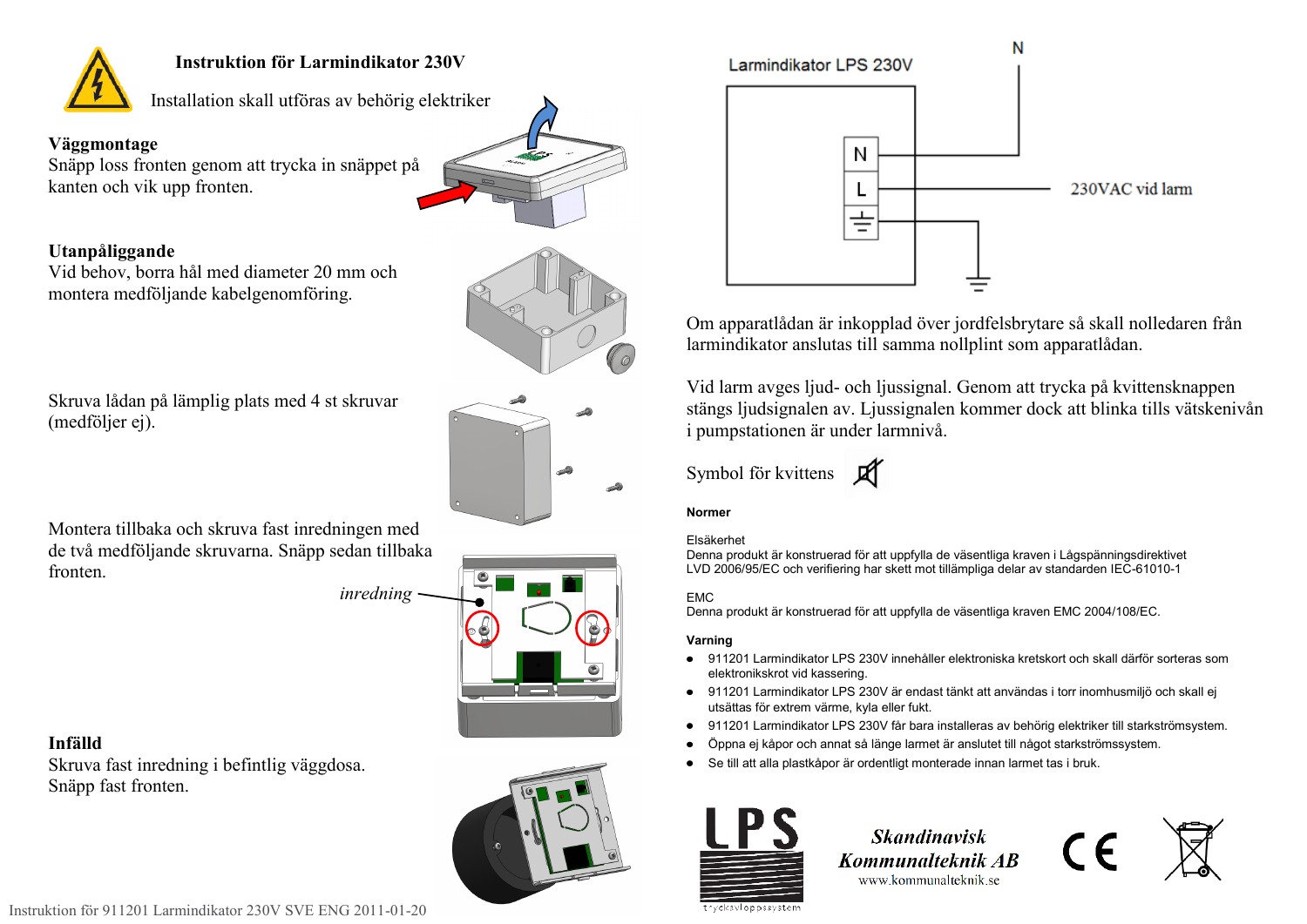# Instruktion för Larmindikator 230V

Installation skall utföras av behörig elektriker

### Väggmontage

Snäpp loss fronten genom att trycka in snäppet på kanten och vik upp fronten.

### Utanpåliggande

Vid behov, borra hål med diameter 20 mm och montera medföljande kabelgenomföring.

Skruva lådan på lämplig plats med 4 st skruvar (medföljer ej).

Montera tillbaka och skruva fast inredningen med de två medföljande skruvarna. Snäpp sedan tillbaka fronten.

*inredning*

### Infälld

Skruva fast inredning i befintlig väggdosa.
Snäpp fast fronten.

Larmindikator LPS 230V

N

N

L

230VAC vid larm

Om apparatlådan är inkopplad över jordfelsbrytare så skall nolledaren från larmindikator anslutas till samma nollplint som apparatlådan.

Vid larm avges ljud- och ljussignal. Genom att trycka på kvittensknappen stängs ljudsignalen av. Ljussignalen kommer dock att blinka tills vätskenivån i pumpstationen är under larmnivå.

Symbol för kvittens

**Normer**

Elsäkerhet
Denna produkt är konstruerad för att uppfylla de väsentliga kraven i Lågspänningsdirektivet LVD 2006/95/EC och verifiering har skett mot tillämpliga delar av standarden IEC-61010-1

EMC
Denna produkt är konstruerad för att uppfylla de väsentliga kraven EMC 2004/108/EC.

**Varning**

- 911201 Larmindikator LPS 230V innehåller elektroniska kretskort och skall därför sorteras som elektronikskrot vid kassering.
- 911201 Larmindikator LPS 230V är endast tänkt att användas i torr inomhusmiljö och skall ej utsättas för extrem värme, kyla eller fukt.
- 911201 Larmindikator LPS 230V får bara installeras av behörig elektriker till starkströmsystem.
- Öppna ej kåpor och annat så länge larmet är anslutet till något starkströmssystem.
- Se till att alla plastkåpor är ordentligt monterade innan larmet tas i bruk.

LPS tryckavloppssystem

Skandinavisk Kommunalteknik AB
www.kommunalteknik.se

Instruktion för 911201 Larmindikator 230V SVE ENG 2011-01-20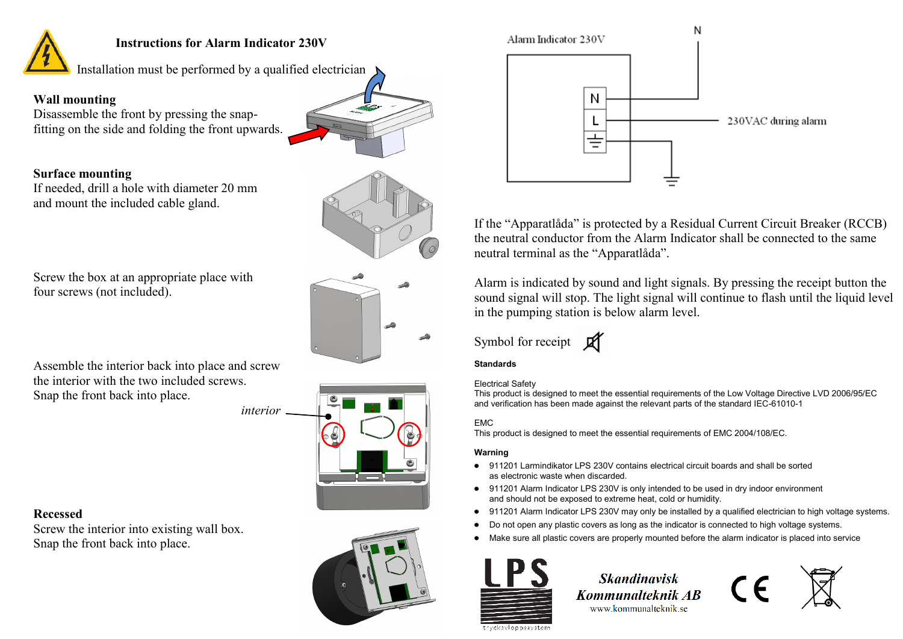# Instructions for Alarm Indicator 230V

Installation must be performed by a qualified electrician

## Wall mounting

Disassemble the front by pressing the snap-fitting on the side and folding the front upwards.

## Surface mounting

If needed, drill a hole with diameter 20 mm and mount the included cable gland.

Screw the box at an appropriate place with four screws (not included).

Assemble the interior back into place and screw the interior with the two included screws.
Snap the front back into place.

*interior*

## Recessed

Screw the interior into existing wall box.
Snap the front back into place.

Alarm Indicator 230V

N

N

L

230VAC during alarm

If the “Apparatlåda” is protected by a Residual Current Circuit Breaker (RCCB) the neutral conductor from the Alarm Indicator shall be connected to the same neutral terminal as the “Apparatlåda”.

Alarm is indicated by sound and light signals. By pressing the receipt button the sound signal will stop. The light signal will continue to flash until the liquid level in the pumping station is below alarm level.

Symbol for receipt

**Standards**

Electrical Safety
This product is designed to meet the essential requirements of the Low Voltage Directive LVD 2006/95/EC and verification has been made against the relevant parts of the standard IEC-61010-1

EMC
This product is designed to meet the essential requirements of EMC 2004/108/EC.

**Warning**

- 911201 Larmindikator LPS 230V contains electrical circuit boards and shall be sorted as electronic waste when discarded.
- 911201 Alarm Indicator LPS 230V is only intended to be used in dry indoor environment and should not be exposed to extreme heat, cold or humidity.
- 911201 Alarm Indicator LPS 230V may only be installed by a qualified electrician to high voltage systems.
- Do not open any plastic covers as long as the indicator is connected to high voltage systems.
- Make sure all plastic covers are properly mounted before the alarm indicator is placed into service

LPS tryckavloppssystem

Skandinavisk Kommunalteknik AB
www.kommunalteknik.se